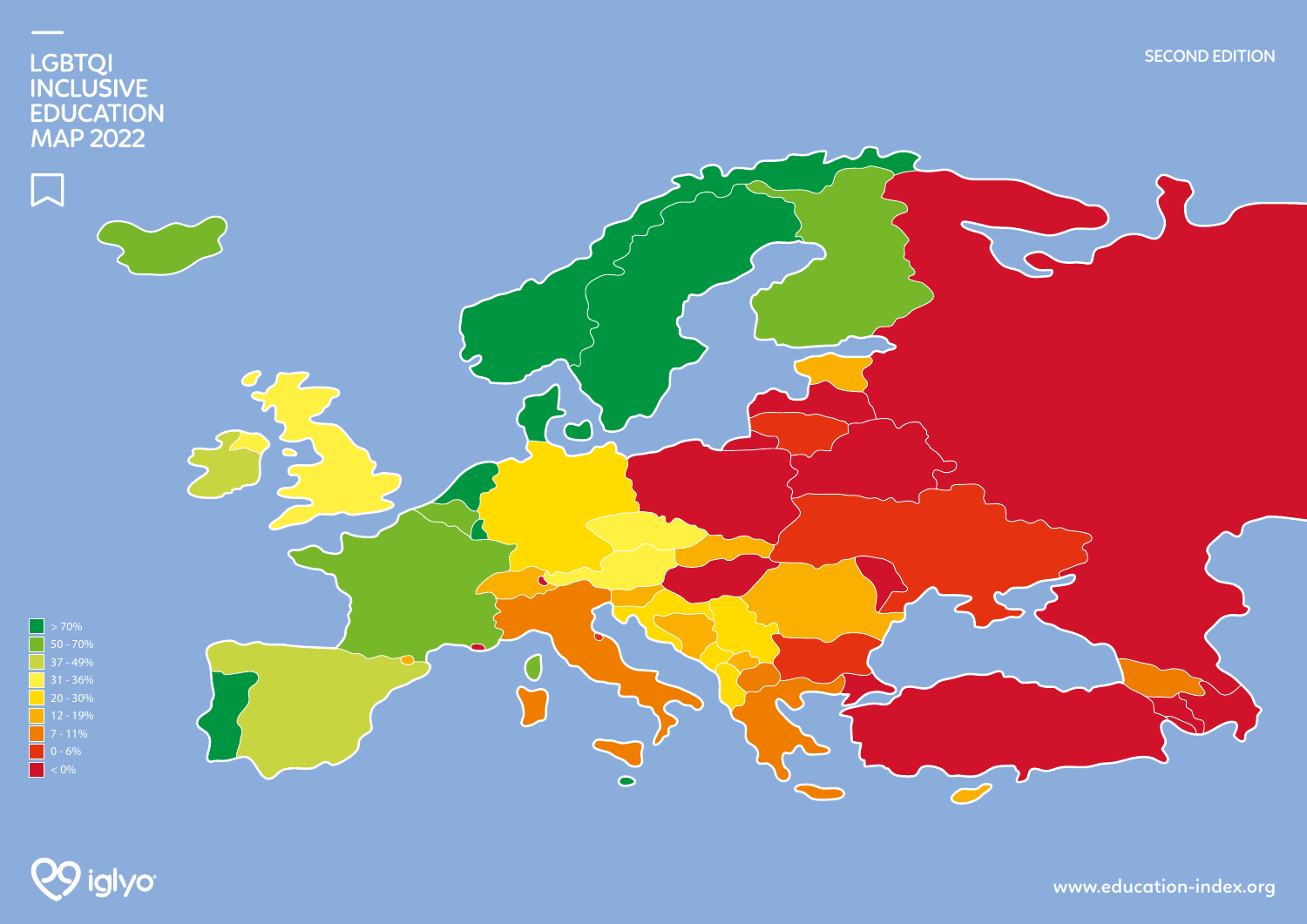# LGBTQI INCLUSIVE EDUCATION MAP 2022

SECOND EDITION

- > 70%
- 50 - 70%
- 37 - 49%
- 31 - 36%
- 20 - 30%
- 12 - 19%
- 7 - 11%
- 0 - 6%
- < 0%

iglyo

www.education-index.org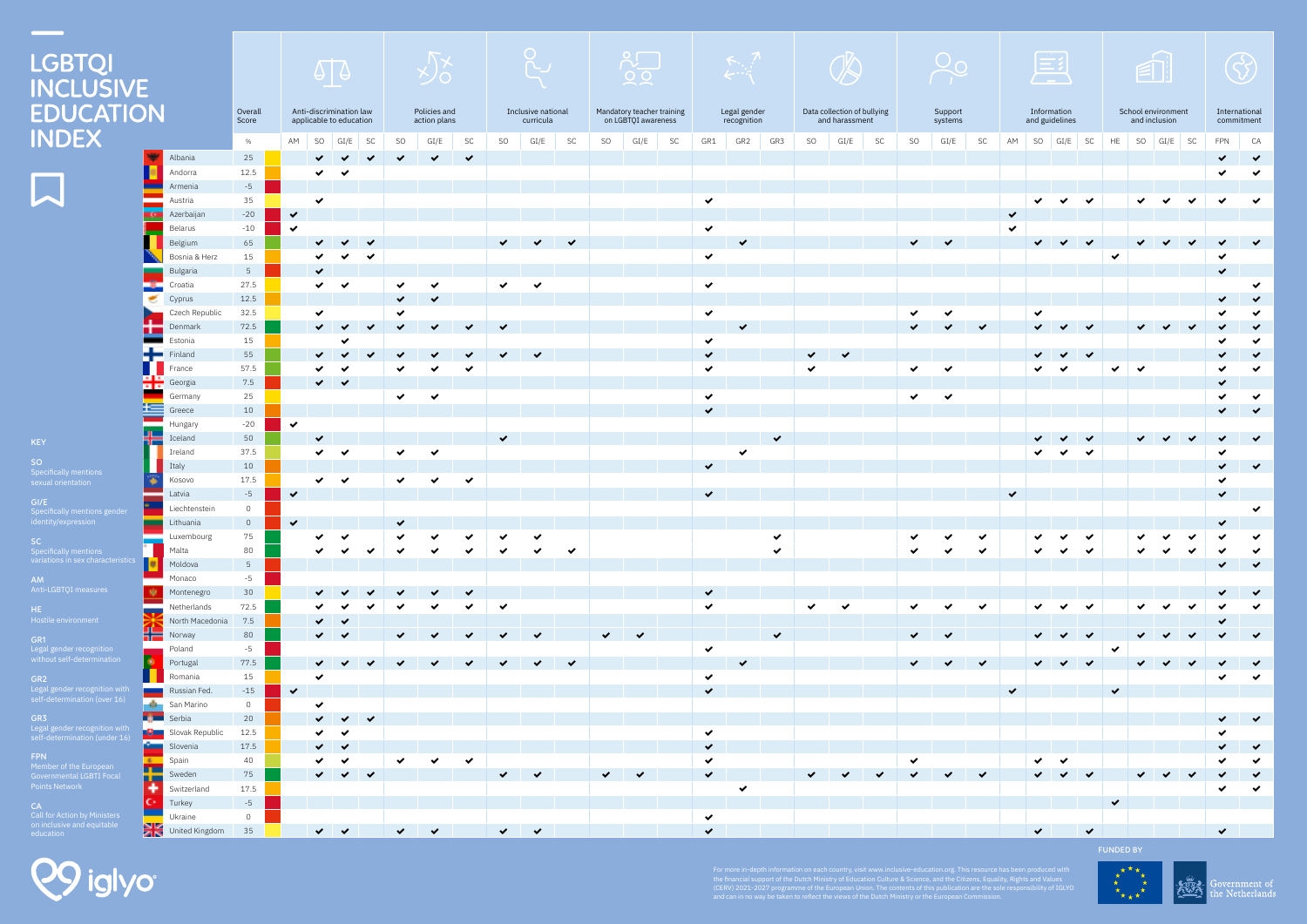# LGBTQI INCLUSIVE EDUCATION INDEX

| Country | Overall Score | Anti-discrimination law applicable to education | | | | Policies and action plans | | | Inclusive national curricula | | | Mandatory teacher training on LGBTQI awareness | | | Legal gender recognition | | | Data collection of bullying and harassment | | | Support systems | | | Information and guidelines | | | | School environment and inclusion | | | | International commitment | |
|---|---|---|---|---|---|---|---|---|---|---|---|---|---|---|---|---|---|---|---|---|---|---|---|---|---|---|---|---|---|---|---|---|---|
| | % | AM | SO | GI/E | SC | SO | GI/E | SC | SO | GI/E | SC | SO | GI/E | SC | GR1 | GR2 | GR3 | SO | GI/E | SC | SO | GI/E | SC | AM | SO | GI/E | SC | HE | SO | GI/E | SC | FPN | CA |
| Albania | 25 | | ✔ | ✔ | ✔ | ✔ | ✔ | ✔ | | | | | | | | | | | | | | | | | | | | | | | | ✔ | ✔ |
| Andorra | 12.5 | | ✔ | ✔ | | | | | | | | | | | | | | | | | | | | | | | | | | | | ✔ | ✔ |
| Armenia | -5 | | | | | | | | | | | | | | | | | | | | | | | | | | | | | | | | |
| Austria | 35 | | ✔ | | | | | | | | | | | | ✔ | | | | | | | | | | ✔ | ✔ | ✔ | | ✔ | ✔ | ✔ | ✔ | ✔ |
| Azerbaijan | -20 | ✔ | | | | | | | | | | | | | | | | | | | | | | ✔ | | | | | | | | | |
| Belarus | -10 | ✔ | | | | | | | | | | | | | ✔ | | | | | | | | | ✔ | | | | | | | | | |
| Belgium | 65 | | ✔ | ✔ | ✔ | | | | ✔ | ✔ | ✔ | | | | | ✔ | | | | | ✔ | ✔ | | | ✔ | ✔ | ✔ | | ✔ | ✔ | ✔ | ✔ | ✔ |
| Bosnia & Herz | 15 | | ✔ | ✔ | ✔ | | | | | | | | | | ✔ | | | | | | | | | | | | | ✔ | | | | ✔ | |
| Bulgaria | 5 | | ✔ | | | | | | | | | | | | | | | | | | | | | | | | | | | | | ✔ | |
| Croatia | 27.5 | | ✔ | ✔ | | ✔ | ✔ | | ✔ | ✔ | | | | | ✔ | | | | | | | | | | | | | | | | | | ✔ |
| Cyprus | 12.5 | | | | | ✔ | ✔ | | | | | | | | | | | | | | | | | | | | | | | | | ✔ | ✔ |
| Czech Republic | 32.5 | | ✔ | | | ✔ | | | | | | | | | ✔ | | | | | | ✔ | ✔ | | | ✔ | | | | | | | ✔ | ✔ |
| Denmark | 72.5 | | ✔ | ✔ | ✔ | ✔ | ✔ | ✔ | ✔ | | | | | | | ✔ | | | | | ✔ | ✔ | ✔ | | ✔ | ✔ | ✔ | | ✔ | ✔ | ✔ | ✔ | ✔ |
| Estonia | 15 | | | ✔ | | | | | | | | | | | ✔ | | | | | | | | | | | | | | | | | ✔ | ✔ |
| Finland | 55 | | ✔ | ✔ | ✔ | ✔ | ✔ | ✔ | ✔ | ✔ | | | | | ✔ | | | ✔ | ✔ | | | | | | ✔ | ✔ | ✔ | | | | | ✔ | ✔ |
| France | 57.5 | | ✔ | ✔ | | ✔ | ✔ | ✔ | | | | | | | ✔ | | | ✔ | | | ✔ | ✔ | | | ✔ | ✔ | | ✔ | ✔ | | | ✔ | ✔ |
| Georgia | 7.5 | | ✔ | ✔ | | | | | | | | | | | | | | | | | | | | | | | | | | | | ✔ | |
| Germany | 25 | | | | | ✔ | ✔ | | | | | | | | ✔ | | | | | | ✔ | ✔ | | | | | | | | | | ✔ | ✔ |
| Greece | 10 | | | | | | | | | | | | | | ✔ | | | | | | | | | | | | | | | | | ✔ | ✔ |
| Hungary | -20 | ✔ | | | | | | | | | | | | | | | | | | | | | | | | | | | | | | | |
| Iceland | 50 | | ✔ | | | | | | ✔ | | | | | | | | ✔ | | | | | | | | ✔ | ✔ | ✔ | | ✔ | ✔ | ✔ | ✔ | ✔ |
| Ireland | 37.5 | | ✔ | ✔ | | ✔ | ✔ | | | | | | | | | ✔ | | | | | | | | | ✔ | ✔ | ✔ | | | | | ✔ | |
| Italy | 10 | | | | | | | | | | | | | | ✔ | | | | | | | | | | | | | | | | | ✔ | ✔ |
| Kosovo | 17.5 | | ✔ | ✔ | | ✔ | ✔ | ✔ | | | | | | | | | | | | | | | | | | | | | | | | ✔ | |
| Latvia | -5 | ✔ | | | | | | | | | | | | | ✔ | | | | | | | | | ✔ | | | | | | | | ✔ | |
| Liechtenstein | 0 | | | | | | | | | | | | | | | | | | | | | | | | | | | | | | | | ✔ |
| Lithuania | 0 | ✔ | | | | ✔ | | | | | | | | | | | | | | | | | | | | | | | | | | ✔ | |
| Luxembourg | 75 | | ✔ | ✔ | | ✔ | ✔ | ✔ | ✔ | ✔ | | | | | | | ✔ | | | | ✔ | ✔ | ✔ | | ✔ | ✔ | ✔ | | ✔ | ✔ | ✔ | ✔ | ✔ |
| Malta | 80 | | ✔ | ✔ | ✔ | ✔ | ✔ | ✔ | ✔ | ✔ | ✔ | | | | | | ✔ | | | | ✔ | ✔ | ✔ | | ✔ | ✔ | ✔ | | ✔ | ✔ | ✔ | ✔ | ✔ |
| Moldova | 5 | | | | | | | | | | | | | | | | | | | | | | | | | | | | | | | ✔ | ✔ |
| Monaco | -5 | | | | | | | | | | | | | | | | | | | | | | | | | | | | | | | | |
| Montenegro | 30 | | ✔ | ✔ | ✔ | ✔ | ✔ | ✔ | | | | | | | ✔ | | | | | | | | | | | | | | | | | ✔ | ✔ |
| Netherlands | 72.5 | | ✔ | ✔ | ✔ | ✔ | ✔ | ✔ | ✔ | | | | | | ✔ | | | ✔ | ✔ | | ✔ | ✔ | ✔ | | ✔ | ✔ | ✔ | | ✔ | ✔ | ✔ | ✔ | ✔ |
| North Macedonia | 7.5 | | ✔ | ✔ | | | | | | | | | | | | | | | | | | | | | | | | | | | | ✔ | |
| Norway | 80 | | ✔ | ✔ | | ✔ | ✔ | ✔ | ✔ | ✔ | | ✔ | ✔ | | | | ✔ | | | | ✔ | ✔ | | | ✔ | ✔ | ✔ | | ✔ | ✔ | ✔ | ✔ | ✔ |
| Poland | -5 | | | | | | | | | | | | | | ✔ | | | | | | | | | | | | | ✔ | | | | | |
| Portugal | 77.5 | | ✔ | ✔ | ✔ | ✔ | ✔ | ✔ | ✔ | ✔ | ✔ | | | | | ✔ | | | | | ✔ | ✔ | ✔ | | ✔ | ✔ | ✔ | | ✔ | ✔ | ✔ | ✔ | ✔ |
| Romania | 15 | | ✔ | | | | | | | | | | | | ✔ | | | | | | | | | | | | | | | | | ✔ | ✔ |
| Russian Fed. | -15 | ✔ | | | | | | | | | | | | | ✔ | | | | | | | | | ✔ | | | | ✔ | | | | | |
| San Marino | 0 | | ✔ | | | | | | | | | | | | | | | | | | | | | | | | | | | | | | |
| Serbia | 20 | | ✔ | ✔ | ✔ | | | | | | | | | | | | | | | | | | | | | | | | | | | ✔ | ✔ |
| Slovak Republic | 12.5 | | ✔ | ✔ | | | | | | | | | | | ✔ | | | | | | | | | | | | | | | | | ✔ | |
| Slovenia | 17.5 | | ✔ | ✔ | | | | | | | | | | | ✔ | | | | | | | | | | | | | | | | | ✔ | ✔ |
| Spain | 40 | | ✔ | ✔ | | ✔ | ✔ | ✔ | | | | | | | ✔ | | | | | | ✔ | | | | ✔ | ✔ | | | | | | ✔ | ✔ |
| Sweden | 75 | | ✔ | ✔ | ✔ | | | | ✔ | ✔ | | ✔ | ✔ | | ✔ | | | ✔ | ✔ | ✔ | ✔ | ✔ | ✔ | | ✔ | ✔ | ✔ | | ✔ | ✔ | ✔ | ✔ | ✔ |
| Switzerland | 17.5 | | | | | | | | | | | | | | | ✔ | | | | | | | | | | | | | | | | ✔ | ✔ |
| Turkey | -5 | | | | | | | | | | | | | | | | | | | | | | | | | | | ✔ | | | | | |
| Ukraine | 0 | | | | | | | | | | | | | | ✔ | | | | | | | | | | | | | | | | | | |
| United Kingdom | 35 | | ✔ | ✔ | | ✔ | ✔ | | ✔ | ✔ | | | | | ✔ | | | | | | | | | | ✔ | | ✔ | | | | | ✔ | |

**KEY**

**SO** Specifically mentions sexual orientation

**GI/E** Specifically mentions gender identity/expression

**SC** Specifically mentions variations in sex characteristics

**AM** Anti-LGBTQI measures

**HE** Hostile environment

**GR1** Legal gender recognition without self-determination

**GR2** Legal gender recognition with self-determination (over 16)

**GR3** Legal gender recognition with self-determination (under 16)

**FPN** Member of the European Governmental LGBTI Focal Points Network

**CA** Call for Action by Ministers on inclusive and equitable education

iglyo

For more in-depth information on each country, visit www.inclusive-education.org. This resource has been produced with the financial support of the Dutch Ministry of Education Culture & Science, and the Citizens, Equality, Rights and Values (CERV) 2021-2027 programme of the European Union. The contents of this publication are the sole responsibility of IGLYO and can in no way be taken to reflect the views of the Dutch Ministry or the European Commission.

FUNDED BY

Government of the Netherlands